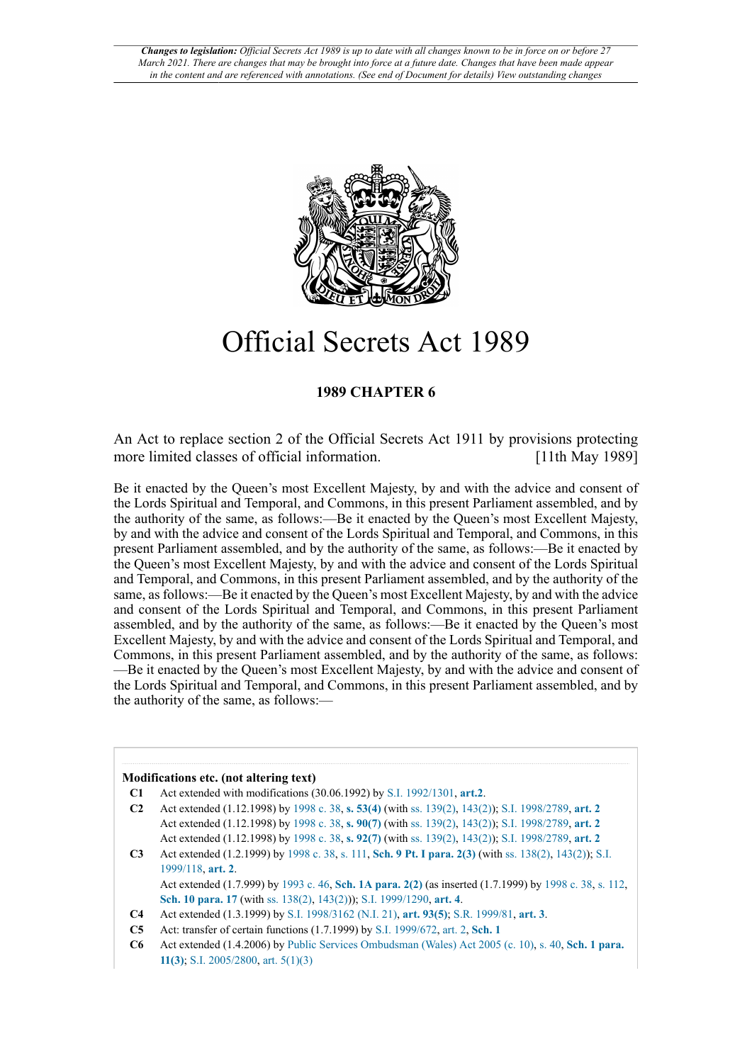*Changes to legislation: Official Secrets Act 1989 is up to date with all changes known to be in force on or before 27 March 2021. There are changes that may be brought into force at a future date. Changes that have been made appear in the content and are referenced with annotations. (See end of Document for details) View outstanding changes*

# Official Secrets Act 1989

**1989 CHAPTER 6**

An Act to replace section 2 of the Official Secrets Act 1911 by provisions protecting more limited classes of official information. [11th May 1989]

Be it enacted by the Queen's most Excellent Majesty, by and with the advice and consent of the Lords Spiritual and Temporal, and Commons, in this present Parliament assembled, and by the authority of the same, as follows:—Be it enacted by the Queen's most Excellent Majesty, by and with the advice and consent of the Lords Spiritual and Temporal, and Commons, in this present Parliament assembled, and by the authority of the same, as follows:—Be it enacted by the Queen's most Excellent Majesty, by and with the advice and consent of the Lords Spiritual and Temporal, and Commons, in this present Parliament assembled, and by the authority of the same, as follows:—Be it enacted by the Queen's most Excellent Majesty, by and with the advice and consent of the Lords Spiritual and Temporal, and Commons, in this present Parliament assembled, and by the authority of the same, as follows:—Be it enacted by the Queen's most Excellent Majesty, by and with the advice and consent of the Lords Spiritual and Temporal, and Commons, in this present Parliament assembled, and by the authority of the same, as follows:—Be it enacted by the Queen's most Excellent Majesty, by and with the advice and consent of the Lords Spiritual and Temporal, and Commons, in this present Parliament assembled, and by the authority of the same, as follows:—

**Modifications etc. (not altering text)**

- **C1** Act extended with modifications (30.06.1992) by S.I. 1992/1301, **art.2**.
- **C2** Act extended (1.12.1998) by 1998 c. 38, **s. 53(4)** (with ss. 139(2), 143(2)); S.I. 1998/2789, **art. 2**
  Act extended (1.12.1998) by 1998 c. 38, **s. 90(7)** (with ss. 139(2), 143(2)); S.I. 1998/2789, **art. 2**
  Act extended (1.12.1998) by 1998 c. 38, **s. 92(7)** (with ss. 139(2), 143(2)); S.I. 1998/2789, **art. 2**
- **C3** Act extended (1.2.1999) by 1998 c. 38, s. 111, **Sch. 9 Pt. I para. 2(3)** (with ss. 138(2), 143(2)); S.I. 1999/118, **art. 2**.
  Act extended (1.7.999) by 1993 c. 46, **Sch. 1A para. 2(2)** (as inserted (1.7.1999) by 1998 c. 38, s. 112, **Sch. 10 para. 17** (with ss. 138(2), 143(2))); S.I. 1999/1290, **art. 4**.
- **C4** Act extended (1.3.1999) by S.I. 1998/3162 (N.I. 21), **art. 93(5)**; S.R. 1999/81, **art. 3**.
- **C5** Act: transfer of certain functions (1.7.1999) by S.I. 1999/672, art. 2, **Sch. 1**
- **C6** Act extended (1.4.2006) by Public Services Ombudsman (Wales) Act 2005 (c. 10), s. 40, **Sch. 1 para. 11(3)**; S.I. 2005/2800, art. 5(1)(3)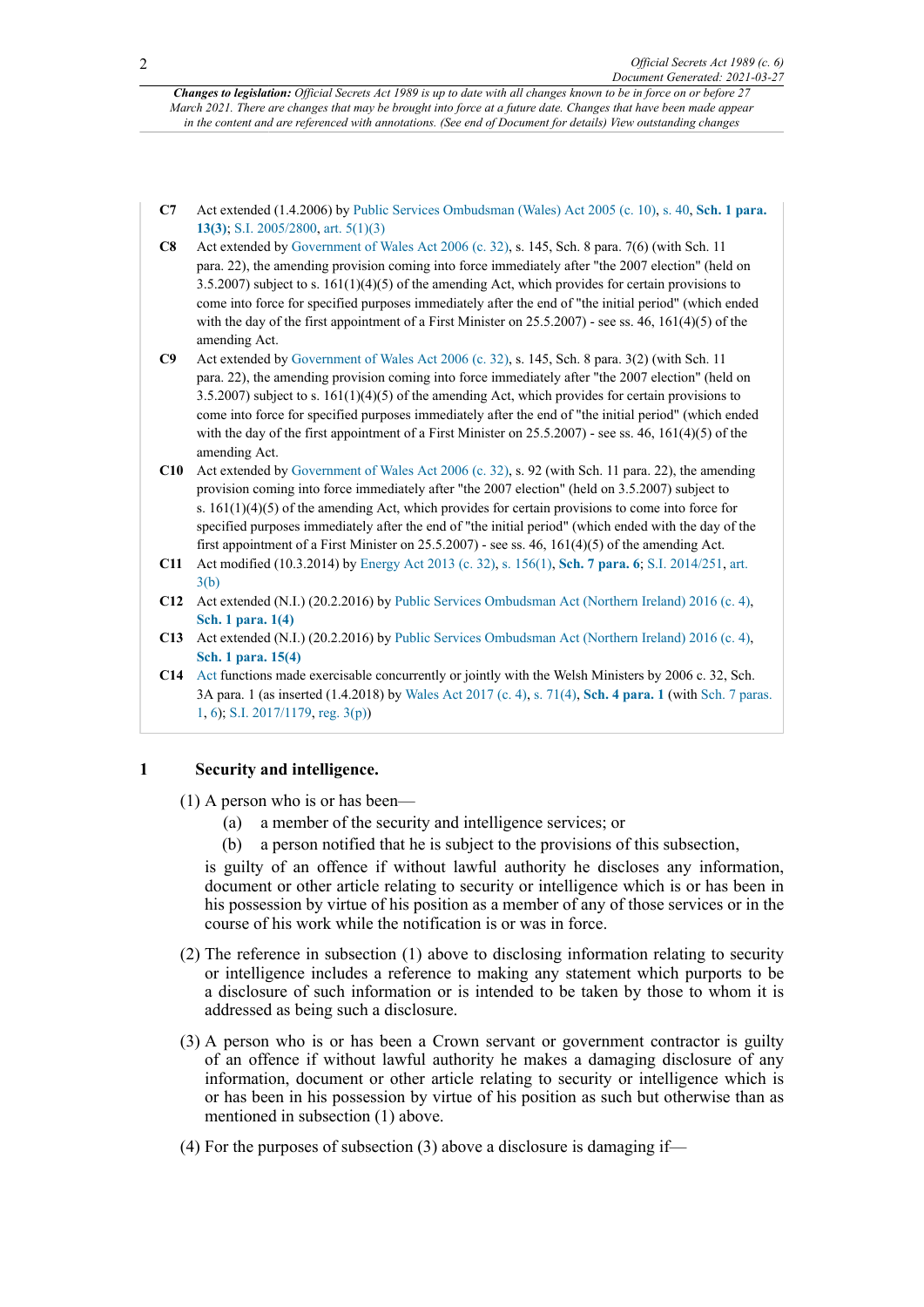**C7** Act extended (1.4.2006) by Public Services Ombudsman (Wales) Act 2005 (c. 10), s. 40, **Sch. 1 para. 13(3)**; S.I. 2005/2800, art. 5(1)(3)

**C8** Act extended by Government of Wales Act 2006 (c. 32), s. 145, Sch. 8 para. 7(6) (with Sch. 11 para. 22), the amending provision coming into force immediately after "the 2007 election" (held on 3.5.2007) subject to s. 161(1)(4)(5) of the amending Act, which provides for certain provisions to come into force for specified purposes immediately after the end of "the initial period" (which ended with the day of the first appointment of a First Minister on 25.5.2007) - see ss. 46, 161(4)(5) of the amending Act.

**C9** Act extended by Government of Wales Act 2006 (c. 32), s. 145, Sch. 8 para. 3(2) (with Sch. 11 para. 22), the amending provision coming into force immediately after "the 2007 election" (held on 3.5.2007) subject to s. 161(1)(4)(5) of the amending Act, which provides for certain provisions to come into force for specified purposes immediately after the end of "the initial period" (which ended with the day of the first appointment of a First Minister on 25.5.2007) - see ss. 46, 161(4)(5) of the amending Act.

**C10** Act extended by Government of Wales Act 2006 (c. 32), s. 92 (with Sch. 11 para. 22), the amending provision coming into force immediately after "the 2007 election" (held on 3.5.2007) subject to s. 161(1)(4)(5) of the amending Act, which provides for certain provisions to come into force for specified purposes immediately after the end of "the initial period" (which ended with the day of the first appointment of a First Minister on 25.5.2007) - see ss. 46, 161(4)(5) of the amending Act.

**C11** Act modified (10.3.2014) by Energy Act 2013 (c. 32), s. 156(1), **Sch. 7 para. 6**; S.I. 2014/251, art. 3(b)

**C12** Act extended (N.I.) (20.2.2016) by Public Services Ombudsman Act (Northern Ireland) 2016 (c. 4), **Sch. 1 para. 1(4)**

**C13** Act extended (N.I.) (20.2.2016) by Public Services Ombudsman Act (Northern Ireland) 2016 (c. 4), **Sch. 1 para. 15(4)**

**C14** Act functions made exercisable concurrently or jointly with the Welsh Ministers by 2006 c. 32, Sch. 3A para. 1 (as inserted (1.4.2018) by Wales Act 2017 (c. 4), s. 71(4), **Sch. 4 para. 1** (with Sch. 7 paras. 1, 6); S.I. 2017/1179, reg. 3(p))

## 1 Security and intelligence.

(1) A person who is or has been—

(a) a member of the security and intelligence services; or

(b) a person notified that he is subject to the provisions of this subsection,

is guilty of an offence if without lawful authority he discloses any information, document or other article relating to security or intelligence which is or has been in his possession by virtue of his position as a member of any of those services or in the course of his work while the notification is or was in force.

(2) The reference in subsection (1) above to disclosing information relating to security or intelligence includes a reference to making any statement which purports to be a disclosure of such information or is intended to be taken by those to whom it is addressed as being such a disclosure.

(3) A person who is or has been a Crown servant or government contractor is guilty of an offence if without lawful authority he makes a damaging disclosure of any information, document or other article relating to security or intelligence which is or has been in his possession by virtue of his position as such but otherwise than as mentioned in subsection (1) above.

(4) For the purposes of subsection (3) above a disclosure is damaging if—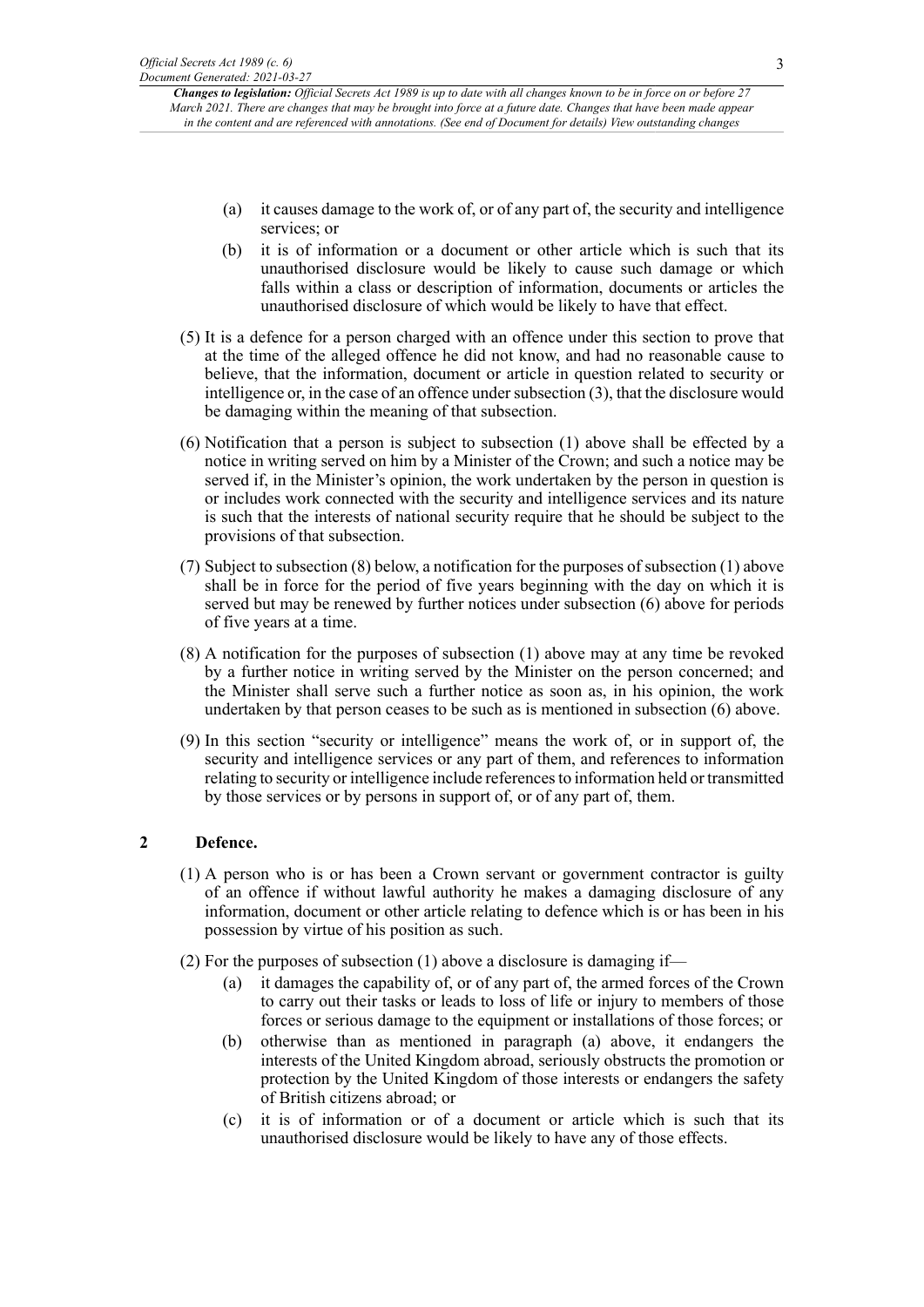(a) it causes damage to the work of, or of any part of, the security and intelligence services; or

(b) it is of information or a document or other article which is such that its unauthorised disclosure would be likely to cause such damage or which falls within a class or description of information, documents or articles the unauthorised disclosure of which would be likely to have that effect.

(5) It is a defence for a person charged with an offence under this section to prove that at the time of the alleged offence he did not know, and had no reasonable cause to believe, that the information, document or article in question related to security or intelligence or, in the case of an offence under subsection (3), that the disclosure would be damaging within the meaning of that subsection.

(6) Notification that a person is subject to subsection (1) above shall be effected by a notice in writing served on him by a Minister of the Crown; and such a notice may be served if, in the Minister's opinion, the work undertaken by the person in question is or includes work connected with the security and intelligence services and its nature is such that the interests of national security require that he should be subject to the provisions of that subsection.

(7) Subject to subsection (8) below, a notification for the purposes of subsection (1) above shall be in force for the period of five years beginning with the day on which it is served but may be renewed by further notices under subsection (6) above for periods of five years at a time.

(8) A notification for the purposes of subsection (1) above may at any time be revoked by a further notice in writing served by the Minister on the person concerned; and the Minister shall serve such a further notice as soon as, in his opinion, the work undertaken by that person ceases to be such as is mentioned in subsection (6) above.

(9) In this section "security or intelligence" means the work of, or in support of, the security and intelligence services or any part of them, and references to information relating to security or intelligence include references to information held or transmitted by those services or by persons in support of, or of any part of, them.

## 2 Defence.

(1) A person who is or has been a Crown servant or government contractor is guilty of an offence if without lawful authority he makes a damaging disclosure of any information, document or other article relating to defence which is or has been in his possession by virtue of his position as such.

(2) For the purposes of subsection (1) above a disclosure is damaging if—

(a) it damages the capability of, or of any part of, the armed forces of the Crown to carry out their tasks or leads to loss of life or injury to members of those forces or serious damage to the equipment or installations of those forces; or

(b) otherwise than as mentioned in paragraph (a) above, it endangers the interests of the United Kingdom abroad, seriously obstructs the promotion or protection by the United Kingdom of those interests or endangers the safety of British citizens abroad; or

(c) it is of information or of a document or article which is such that its unauthorised disclosure would be likely to have any of those effects.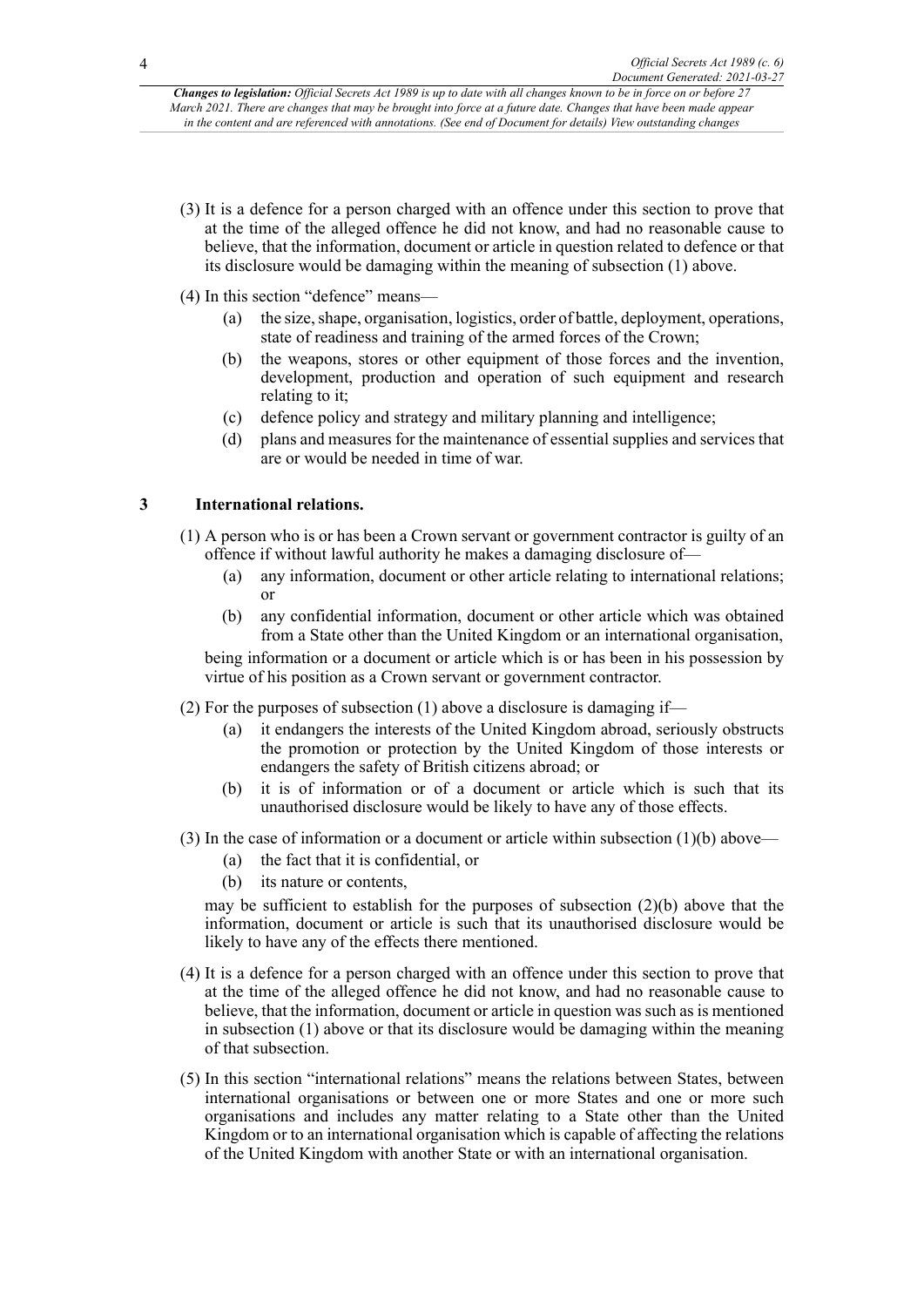(3) It is a defence for a person charged with an offence under this section to prove that at the time of the alleged offence he did not know, and had no reasonable cause to believe, that the information, document or article in question related to defence or that its disclosure would be damaging within the meaning of subsection (1) above.

(4) In this section "defence" means—

- (a) the size, shape, organisation, logistics, order of battle, deployment, operations, state of readiness and training of the armed forces of the Crown;
- (b) the weapons, stores or other equipment of those forces and the invention, development, production and operation of such equipment and research relating to it;
- (c) defence policy and strategy and military planning and intelligence;
- (d) plans and measures for the maintenance of essential supplies and services that are or would be needed in time of war.

## 3 International relations.

(1) A person who is or has been a Crown servant or government contractor is guilty of an offence if without lawful authority he makes a damaging disclosure of—

- (a) any information, document or other article relating to international relations; or
- (b) any confidential information, document or other article which was obtained from a State other than the United Kingdom or an international organisation,

being information or a document or article which is or has been in his possession by virtue of his position as a Crown servant or government contractor.

(2) For the purposes of subsection (1) above a disclosure is damaging if—

- (a) it endangers the interests of the United Kingdom abroad, seriously obstructs the promotion or protection by the United Kingdom of those interests or endangers the safety of British citizens abroad; or
- (b) it is of information or of a document or article which is such that its unauthorised disclosure would be likely to have any of those effects.

(3) In the case of information or a document or article within subsection (1)(b) above—

- (a) the fact that it is confidential, or
- (b) its nature or contents,

may be sufficient to establish for the purposes of subsection (2)(b) above that the information, document or article is such that its unauthorised disclosure would be likely to have any of the effects there mentioned.

(4) It is a defence for a person charged with an offence under this section to prove that at the time of the alleged offence he did not know, and had no reasonable cause to believe, that the information, document or article in question was such as is mentioned in subsection (1) above or that its disclosure would be damaging within the meaning of that subsection.

(5) In this section "international relations" means the relations between States, between international organisations or between one or more States and one or more such organisations and includes any matter relating to a State other than the United Kingdom or to an international organisation which is capable of affecting the relations of the United Kingdom with another State or with an international organisation.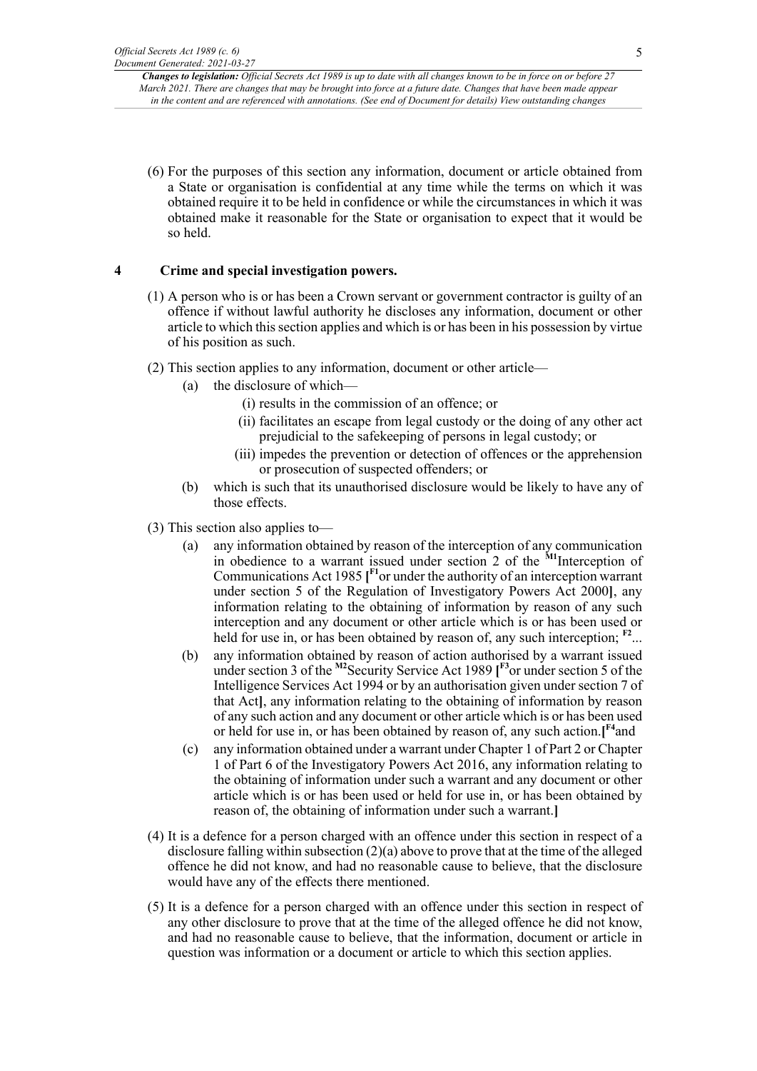(6) For the purposes of this section any information, document or article obtained from a State or organisation is confidential at any time while the terms on which it was obtained require it to be held in confidence or while the circumstances in which it was obtained make it reasonable for the State or organisation to expect that it would be so held.

## 4 Crime and special investigation powers.

(1) A person who is or has been a Crown servant or government contractor is guilty of an offence if without lawful authority he discloses any information, document or other article to which this section applies and which is or has been in his possession by virtue of his position as such.

(2) This section applies to any information, document or other article—

- (a) the disclosure of which—
  - (i) results in the commission of an offence; or
  - (ii) facilitates an escape from legal custody or the doing of any other act prejudicial to the safekeeping of persons in legal custody; or
  - (iii) impedes the prevention or detection of offences or the apprehension or prosecution of suspected offenders; or
- (b) which is such that its unauthorised disclosure would be likely to have any of those effects.

(3) This section also applies to—

- (a) any information obtained by reason of the interception of any communication in obedience to a warrant issued under section 2 of the [M1]Interception of Communications Act 1985 [[F1]or under the authority of an interception warrant under section 5 of the Regulation of Investigatory Powers Act 2000], any information relating to the obtaining of information by reason of any such interception and any document or other article which is or has been used or held for use in, or has been obtained by reason of, any such interception; [F2]...
- (b) any information obtained by reason of action authorised by a warrant issued under section 3 of the [M2]Security Service Act 1989 [[F3]or under section 5 of the Intelligence Services Act 1994 or by an authorisation given under section 7 of that Act], any information relating to the obtaining of information by reason of any such action and any document or other article which is or has been used or held for use in, or has been obtained by reason of, any such action.[[F4]and
- (c) any information obtained under a warrant under Chapter 1 of Part 2 or Chapter 1 of Part 6 of the Investigatory Powers Act 2016, any information relating to the obtaining of information under such a warrant and any document or other article which is or has been used or held for use in, or has been obtained by reason of, the obtaining of information under such a warrant.]

(4) It is a defence for a person charged with an offence under this section in respect of a disclosure falling within subsection (2)(a) above to prove that at the time of the alleged offence he did not know, and had no reasonable cause to believe, that the disclosure would have any of the effects there mentioned.

(5) It is a defence for a person charged with an offence under this section in respect of any other disclosure to prove that at the time of the alleged offence he did not know, and had no reasonable cause to believe, that the information, document or article in question was information or a document or article to which this section applies.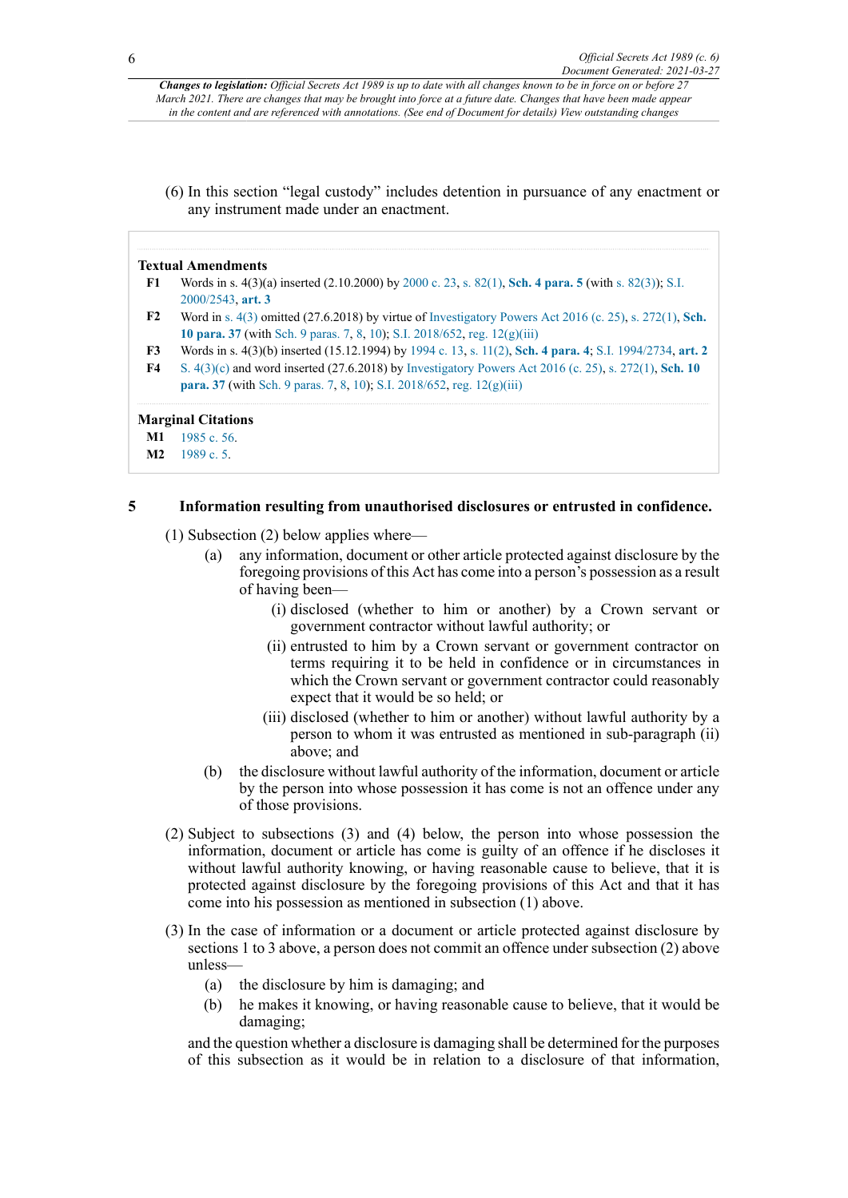(6) In this section "legal custody" includes detention in pursuance of any enactment or any instrument made under an enactment.

**Textual Amendments**

**F1** Words in s. 4(3)(a) inserted (2.10.2000) by 2000 c. 23, s. 82(1), **Sch. 4 para. 5** (with s. 82(3)); S.I. 2000/2543, **art. 3**

**F2** Word in s. 4(3) omitted (27.6.2018) by virtue of Investigatory Powers Act 2016 (c. 25), s. 272(1), **Sch. 10 para. 37** (with Sch. 9 paras. 7, 8, 10); S.I. 2018/652, reg. 12(g)(iii)

**F3** Words in s. 4(3)(b) inserted (15.12.1994) by 1994 c. 13, s. 11(2), **Sch. 4 para. 4**; S.I. 1994/2734, **art. 2**

**F4** S. 4(3)(c) and word inserted (27.6.2018) by Investigatory Powers Act 2016 (c. 25), s. 272(1), **Sch. 10 para. 37** (with Sch. 9 paras. 7, 8, 10); S.I. 2018/652, reg. 12(g)(iii)

**Marginal Citations**

**M1** 1985 c. 56.

**M2** 1989 c. 5.

## 5 Information resulting from unauthorised disclosures or entrusted in confidence.

(1) Subsection (2) below applies where—

- (a) any information, document or other article protected against disclosure by the foregoing provisions of this Act has come into a person's possession as a result of having been—
  - (i) disclosed (whether to him or another) by a Crown servant or government contractor without lawful authority; or
  - (ii) entrusted to him by a Crown servant or government contractor on terms requiring it to be held in confidence or in circumstances in which the Crown servant or government contractor could reasonably expect that it would be so held; or
  - (iii) disclosed (whether to him or another) without lawful authority by a person to whom it was entrusted as mentioned in sub-paragraph (ii) above; and
- (b) the disclosure without lawful authority of the information, document or article by the person into whose possession it has come is not an offence under any of those provisions.

(2) Subject to subsections (3) and (4) below, the person into whose possession the information, document or article has come is guilty of an offence if he discloses it without lawful authority knowing, or having reasonable cause to believe, that it is protected against disclosure by the foregoing provisions of this Act and that it has come into his possession as mentioned in subsection (1) above.

(3) In the case of information or a document or article protected against disclosure by sections 1 to 3 above, a person does not commit an offence under subsection (2) above unless—

- (a) the disclosure by him is damaging; and
- (b) he makes it knowing, or having reasonable cause to believe, that it would be damaging;

and the question whether a disclosure is damaging shall be determined for the purposes of this subsection as it would be in relation to a disclosure of that information,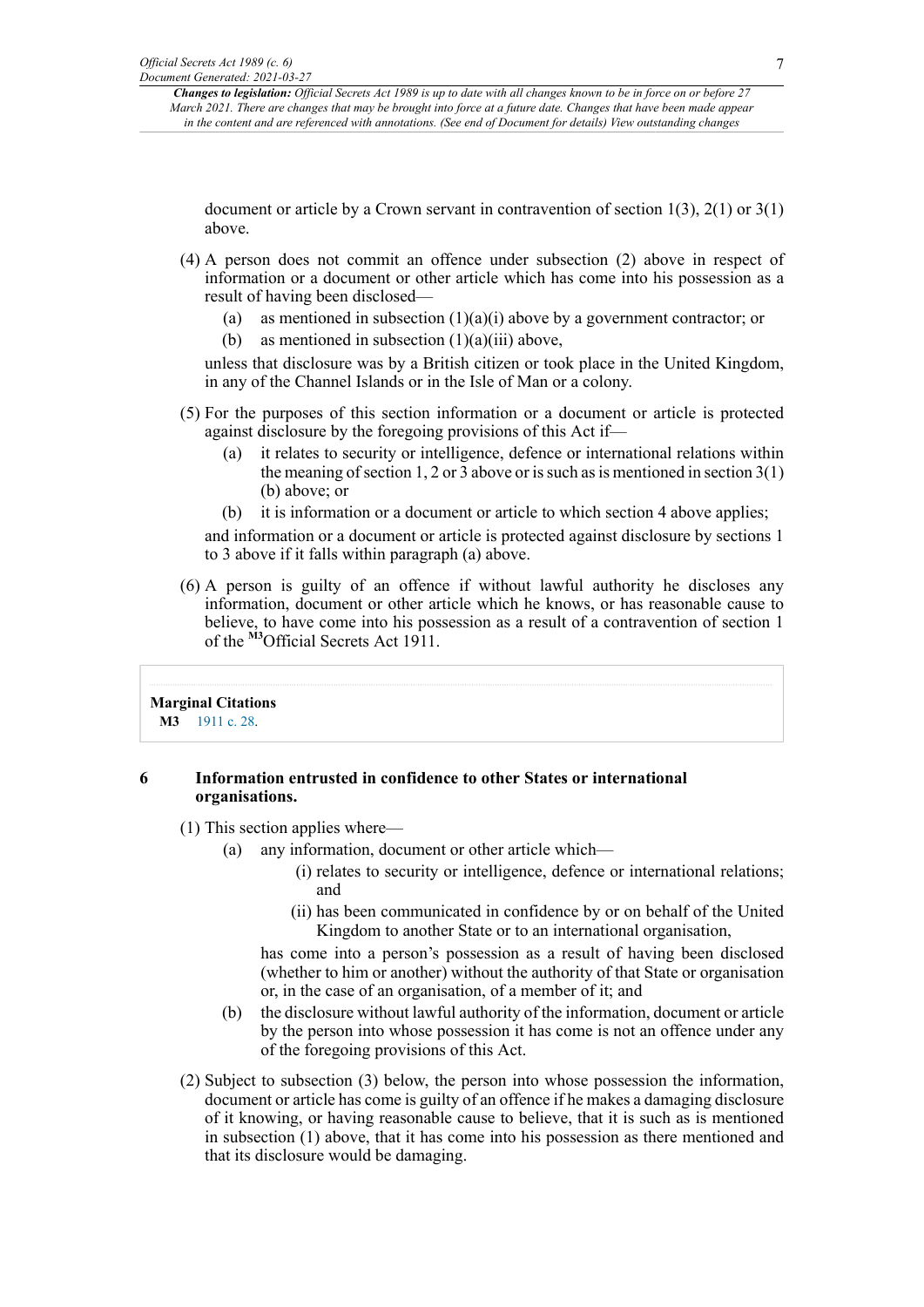document or article by a Crown servant in contravention of section 1(3), 2(1) or 3(1) above.

(4) A person does not commit an offence under subsection (2) above in respect of information or a document or other article which has come into his possession as a result of having been disclosed—

- (a) as mentioned in subsection (1)(a)(i) above by a government contractor; or
- (b) as mentioned in subsection (1)(a)(iii) above,

unless that disclosure was by a British citizen or took place in the United Kingdom, in any of the Channel Islands or in the Isle of Man or a colony.

(5) For the purposes of this section information or a document or article is protected against disclosure by the foregoing provisions of this Act if—

- (a) it relates to security or intelligence, defence or international relations within the meaning of section 1, 2 or 3 above or is such as is mentioned in section 3(1)(b) above; or
- (b) it is information or a document or article to which section 4 above applies;

and information or a document or article is protected against disclosure by sections 1 to 3 above if it falls within paragraph (a) above.

(6) A person is guilty of an offence if without lawful authority he discloses any information, document or other article which he knows, or has reasonable cause to believe, to have come into his possession as a result of a contravention of section 1 of the [M3]Official Secrets Act 1911.

**Marginal Citations**

**M3** 1911 c. 28.

## 6 Information entrusted in confidence to other States or international organisations.

(1) This section applies where—

- (a) any information, document or other article which—
  - (i) relates to security or intelligence, defence or international relations; and
  - (ii) has been communicated in confidence by or on behalf of the United Kingdom to another State or to an international organisation,

  has come into a person's possession as a result of having been disclosed (whether to him or another) without the authority of that State or organisation or, in the case of an organisation, of a member of it; and
- (b) the disclosure without lawful authority of the information, document or article by the person into whose possession it has come is not an offence under any of the foregoing provisions of this Act.

(2) Subject to subsection (3) below, the person into whose possession the information, document or article has come is guilty of an offence if he makes a damaging disclosure of it knowing, or having reasonable cause to believe, that it is such as is mentioned in subsection (1) above, that it has come into his possession as there mentioned and that its disclosure would be damaging.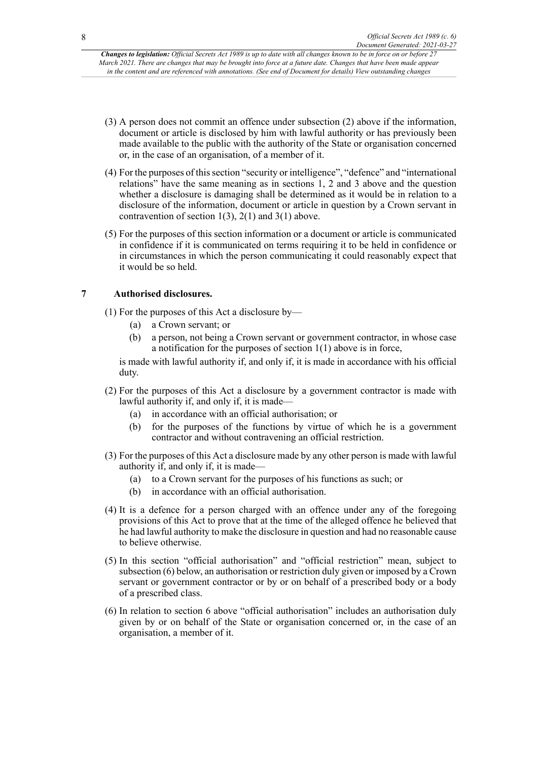(3) A person does not commit an offence under subsection (2) above if the information, document or article is disclosed by him with lawful authority or has previously been made available to the public with the authority of the State or organisation concerned or, in the case of an organisation, of a member of it.

(4) For the purposes of this section "security or intelligence", "defence" and "international relations" have the same meaning as in sections 1, 2 and 3 above and the question whether a disclosure is damaging shall be determined as it would be in relation to a disclosure of the information, document or article in question by a Crown servant in contravention of section 1(3), 2(1) and 3(1) above.

(5) For the purposes of this section information or a document or article is communicated in confidence if it is communicated on terms requiring it to be held in confidence or in circumstances in which the person communicating it could reasonably expect that it would be so held.

## 7 Authorised disclosures.

(1) For the purposes of this Act a disclosure by—

- (a) a Crown servant; or
- (b) a person, not being a Crown servant or government contractor, in whose case a notification for the purposes of section 1(1) above is in force,

is made with lawful authority if, and only if, it is made in accordance with his official duty.

(2) For the purposes of this Act a disclosure by a government contractor is made with lawful authority if, and only if, it is made—

- (a) in accordance with an official authorisation; or
- (b) for the purposes of the functions by virtue of which he is a government contractor and without contravening an official restriction.

(3) For the purposes of this Act a disclosure made by any other person is made with lawful authority if, and only if, it is made—

- (a) to a Crown servant for the purposes of his functions as such; or
- (b) in accordance with an official authorisation.

(4) It is a defence for a person charged with an offence under any of the foregoing provisions of this Act to prove that at the time of the alleged offence he believed that he had lawful authority to make the disclosure in question and had no reasonable cause to believe otherwise.

(5) In this section "official authorisation" and "official restriction" mean, subject to subsection (6) below, an authorisation or restriction duly given or imposed by a Crown servant or government contractor or by or on behalf of a prescribed body or a body of a prescribed class.

(6) In relation to section 6 above "official authorisation" includes an authorisation duly given by or on behalf of the State or organisation concerned or, in the case of an organisation, a member of it.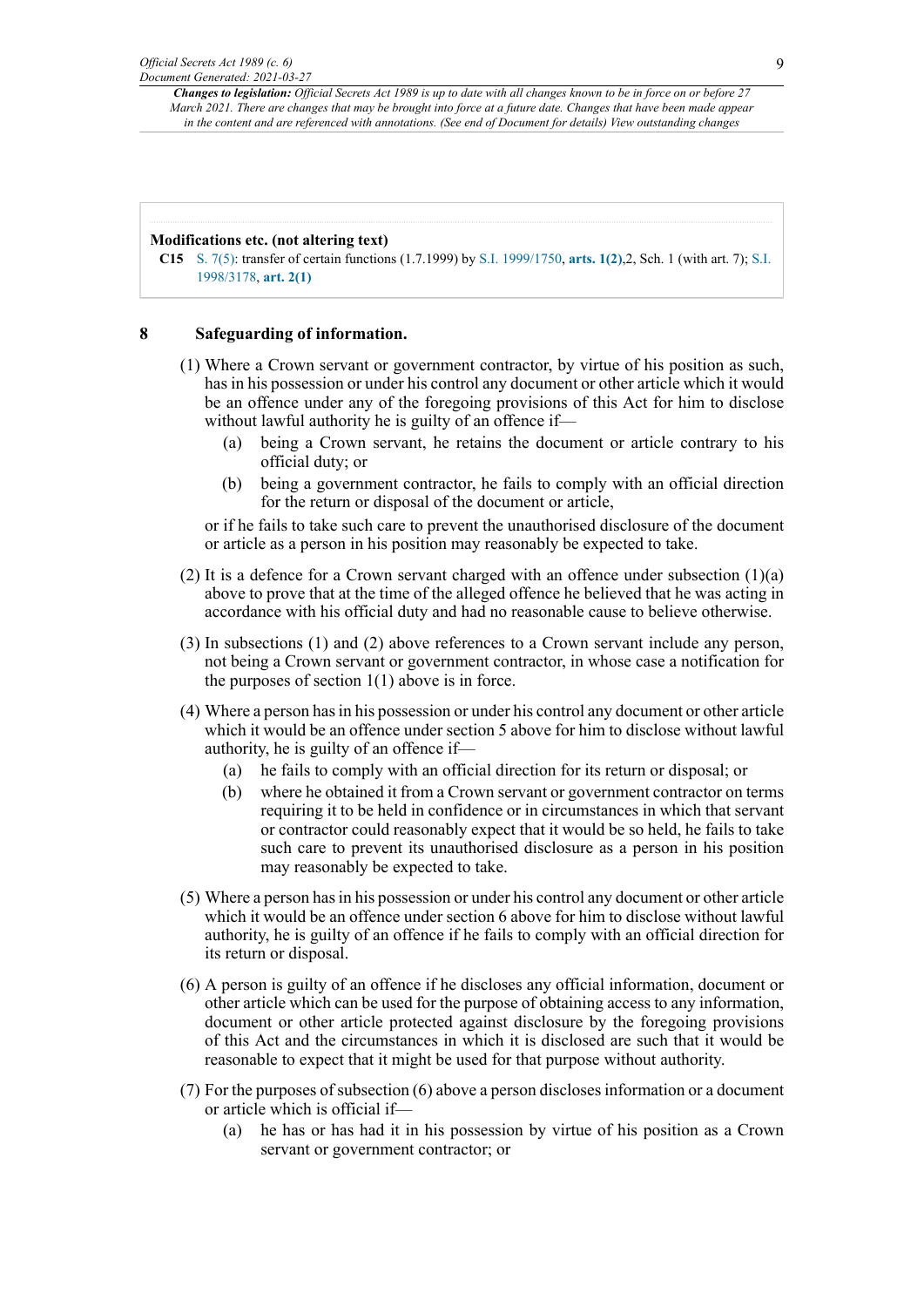**Modifications etc. (not altering text)**

**C15** S. 7(5): transfer of certain functions (1.7.1999) by S.I. 1999/1750, **arts. 1(2)**,2, Sch. 1 (with art. 7); S.I. 1998/3178, **art. 2(1)**

## 8 Safeguarding of information.

(1) Where a Crown servant or government contractor, by virtue of his position as such, has in his possession or under his control any document or other article which it would be an offence under any of the foregoing provisions of this Act for him to disclose without lawful authority he is guilty of an offence if—

- (a) being a Crown servant, he retains the document or article contrary to his official duty; or
- (b) being a government contractor, he fails to comply with an official direction for the return or disposal of the document or article,

or if he fails to take such care to prevent the unauthorised disclosure of the document or article as a person in his position may reasonably be expected to take.

(2) It is a defence for a Crown servant charged with an offence under subsection (1)(a) above to prove that at the time of the alleged offence he believed that he was acting in accordance with his official duty and had no reasonable cause to believe otherwise.

(3) In subsections (1) and (2) above references to a Crown servant include any person, not being a Crown servant or government contractor, in whose case a notification for the purposes of section 1(1) above is in force.

(4) Where a person has in his possession or under his control any document or other article which it would be an offence under section 5 above for him to disclose without lawful authority, he is guilty of an offence if—

- (a) he fails to comply with an official direction for its return or disposal; or
- (b) where he obtained it from a Crown servant or government contractor on terms requiring it to be held in confidence or in circumstances in which that servant or contractor could reasonably expect that it would be so held, he fails to take such care to prevent its unauthorised disclosure as a person in his position may reasonably be expected to take.

(5) Where a person has in his possession or under his control any document or other article which it would be an offence under section 6 above for him to disclose without lawful authority, he is guilty of an offence if he fails to comply with an official direction for its return or disposal.

(6) A person is guilty of an offence if he discloses any official information, document or other article which can be used for the purpose of obtaining access to any information, document or other article protected against disclosure by the foregoing provisions of this Act and the circumstances in which it is disclosed are such that it would be reasonable to expect that it might be used for that purpose without authority.

(7) For the purposes of subsection (6) above a person discloses information or a document or article which is official if—

- (a) he has or has had it in his possession by virtue of his position as a Crown servant or government contractor; or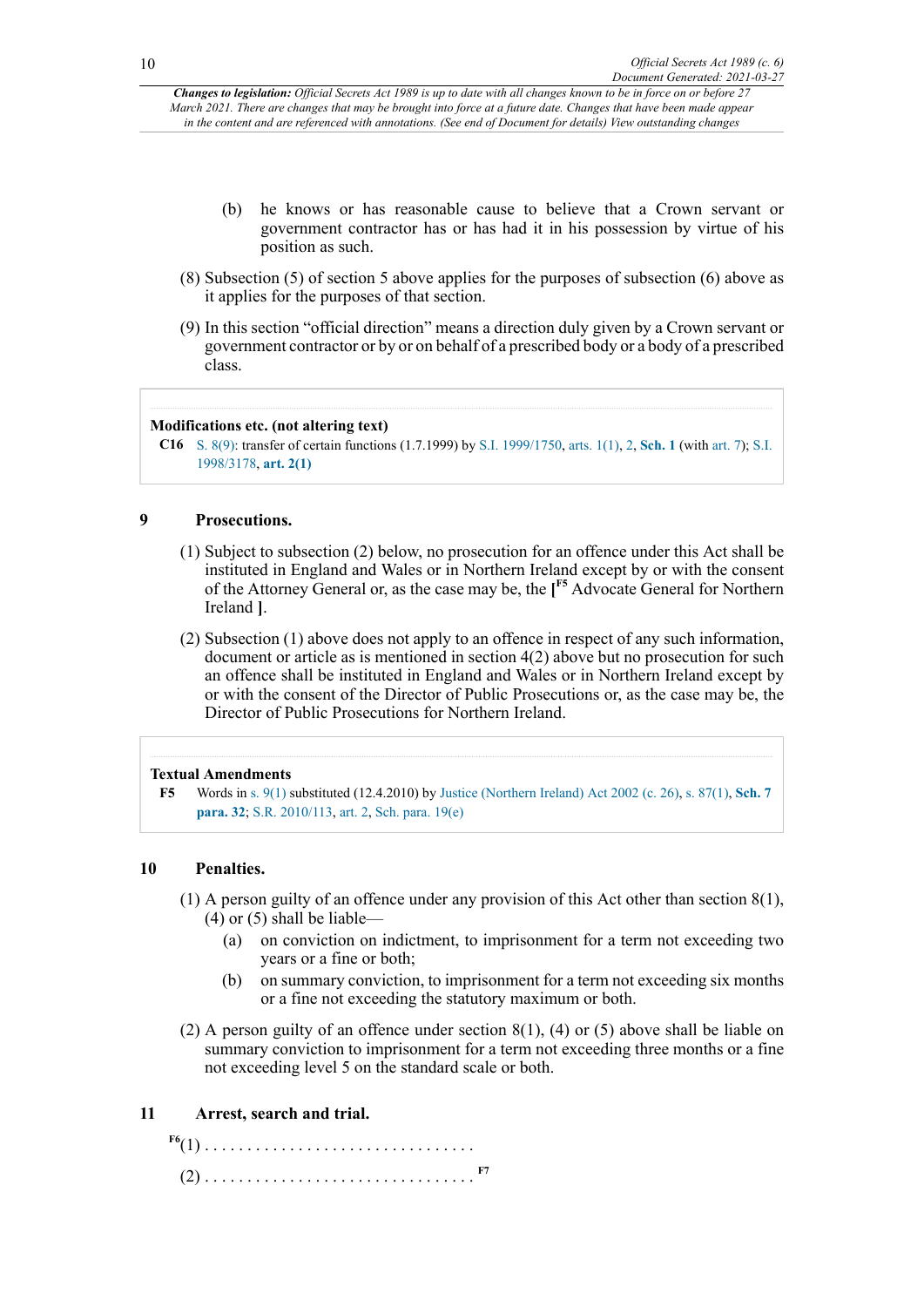(b) he knows or has reasonable cause to believe that a Crown servant or government contractor has or has had it in his possession by virtue of his position as such.

(8) Subsection (5) of section 5 above applies for the purposes of subsection (6) above as it applies for the purposes of that section.

(9) In this section "official direction" means a direction duly given by a Crown servant or government contractor or by or on behalf of a prescribed body or a body of a prescribed class.

**Modifications etc. (not altering text)**

**C16** S. 8(9): transfer of certain functions (1.7.1999) by S.I. 1999/1750, arts. 1(1), 2, **Sch. 1** (with art. 7); S.I. 1998/3178, **art. 2(1)**

## 9 Prosecutions.

(1) Subject to subsection (2) below, no prosecution for an offence under this Act shall be instituted in England and Wales or in Northern Ireland except by or with the consent of the Attorney General or, as the case may be, the [F5 Advocate General for Northern Ireland ].

(2) Subsection (1) above does not apply to an offence in respect of any such information, document or article as is mentioned in section 4(2) above but no prosecution for such an offence shall be instituted in England and Wales or in Northern Ireland except by or with the consent of the Director of Public Prosecutions or, as the case may be, the Director of Public Prosecutions for Northern Ireland.

**Textual Amendments**

**F5** Words in s. 9(1) substituted (12.4.2010) by Justice (Northern Ireland) Act 2002 (c. 26), s. 87(1), **Sch. 7 para. 32**; S.R. 2010/113, art. 2, Sch. para. 19(e)

## 10 Penalties.

(1) A person guilty of an offence under any provision of this Act other than section 8(1), (4) or (5) shall be liable—

(a) on conviction on indictment, to imprisonment for a term not exceeding two years or a fine or both;

(b) on summary conviction, to imprisonment for a term not exceeding six months or a fine not exceeding the statutory maximum or both.

(2) A person guilty of an offence under section 8(1), (4) or (5) above shall be liable on summary conviction to imprisonment for a term not exceeding three months or a fine not exceeding level 5 on the standard scale or both.

## 11 Arrest, search and trial.

F6(1) . . . . . . . . . . . . . . . . . . . . . . . . . . . . . . . .

(2) . . . . . . . . . . . . . . . . . . . . . . . . . . . . . . . . F7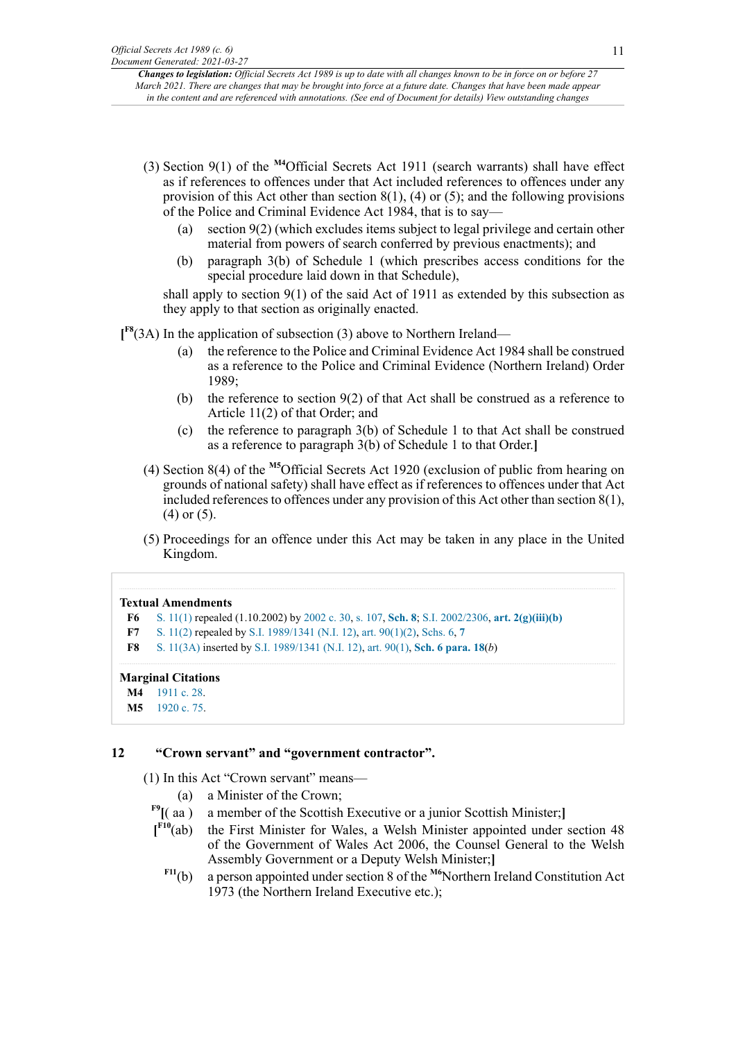(3) Section 9(1) of the [M4]Official Secrets Act 1911 (search warrants) shall have effect as if references to offences under that Act included references to offences under any provision of this Act other than section 8(1), (4) or (5); and the following provisions of the Police and Criminal Evidence Act 1984, that is to say—

- (a) section 9(2) (which excludes items subject to legal privilege and certain other material from powers of search conferred by previous enactments); and
- (b) paragraph 3(b) of Schedule 1 (which prescribes access conditions for the special procedure laid down in that Schedule),

shall apply to section 9(1) of the said Act of 1911 as extended by this subsection as they apply to that section as originally enacted.

[[F8](3A) In the application of subsection (3) above to Northern Ireland—

- (a) the reference to the Police and Criminal Evidence Act 1984 shall be construed as a reference to the Police and Criminal Evidence (Northern Ireland) Order 1989;
- (b) the reference to section 9(2) of that Act shall be construed as a reference to Article 11(2) of that Order; and
- (c) the reference to paragraph 3(b) of Schedule 1 to that Act shall be construed as a reference to paragraph 3(b) of Schedule 1 to that Order.]

(4) Section 8(4) of the [M5]Official Secrets Act 1920 (exclusion of public from hearing on grounds of national safety) shall have effect as if references to offences under that Act included references to offences under any provision of this Act other than section 8(1), (4) or (5).

(5) Proceedings for an offence under this Act may be taken in any place in the United Kingdom.

**Textual Amendments**

- **F6** S. 11(1) repealed (1.10.2002) by 2002 c. 30, s. 107, **Sch. 8**; S.I. 2002/2306, **art. 2(g)(iii)(b)**
- **F7** S. 11(2) repealed by S.I. 1989/1341 (N.I. 12), art. 90(1)(2), Schs. 6, **7**
- **F8** S. 11(3A) inserted by S.I. 1989/1341 (N.I. 12), art. 90(1), **Sch. 6 para. 18**(*b*)

**Marginal Citations**

- **M4** 1911 c. 28.
- **M5** 1920 c. 75.

## 12 "Crown servant" and "government contractor".

(1) In this Act "Crown servant" means—

- (a) a Minister of the Crown;
- [F9][( aa ) a member of the Scottish Executive or a junior Scottish Minister;]
- [[F10](ab) the First Minister for Wales, a Welsh Minister appointed under section 48 of the Government of Wales Act 2006, the Counsel General to the Welsh Assembly Government or a Deputy Welsh Minister;]
- [F11](b) a person appointed under section 8 of the [M6]Northern Ireland Constitution Act 1973 (the Northern Ireland Executive etc.);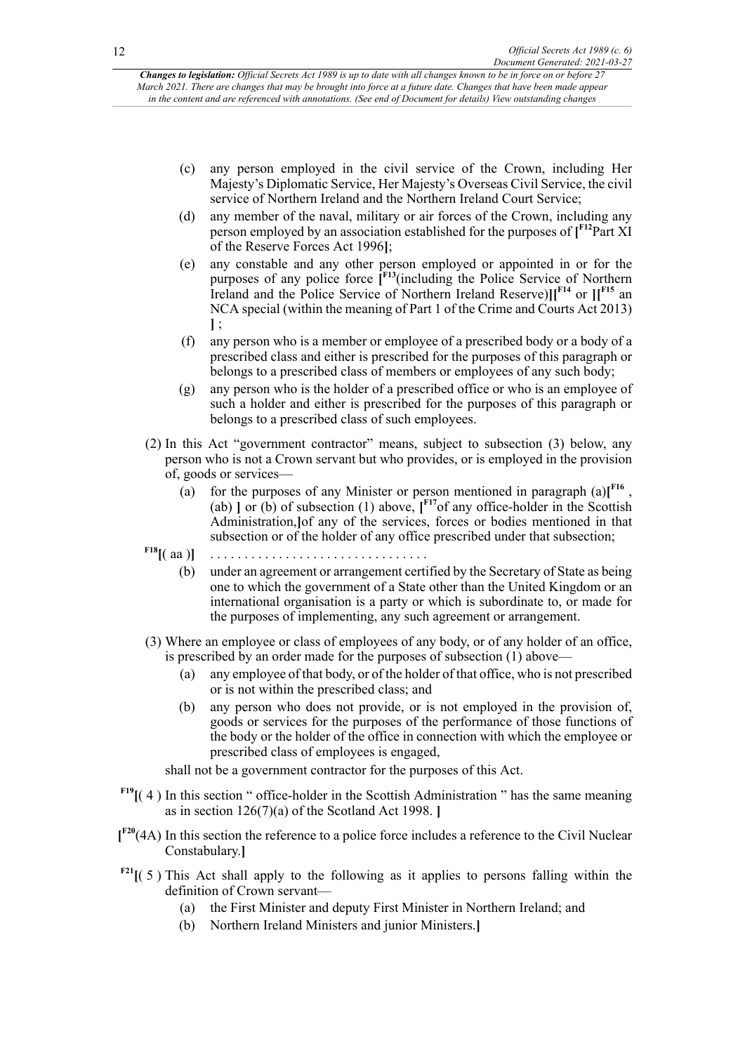- (c) any person employed in the civil service of the Crown, including Her Majesty's Diplomatic Service, Her Majesty's Overseas Civil Service, the civil service of Northern Ireland and the Northern Ireland Court Service;
- (d) any member of the naval, military or air forces of the Crown, including any person employed by an association established for the purposes of [F12 Part XI of the Reserve Forces Act 1996];
- (e) any constable and any other person employed or appointed in or for the purposes of any police force [F13 (including the Police Service of Northern Ireland and the Police Service of Northern Ireland Reserve)][F14 or ][F15 an NCA special (within the meaning of Part 1 of the Crime and Courts Act 2013) ] ;
- (f) any person who is a member or employee of a prescribed body or a body of a prescribed class and either is prescribed for the purposes of this paragraph or belongs to a prescribed class of members or employees of any such body;
- (g) any person who is the holder of a prescribed office or who is an employee of such a holder and either is prescribed for the purposes of this paragraph or belongs to a prescribed class of such employees.

(2) In this Act "government contractor" means, subject to subsection (3) below, any person who is not a Crown servant but who provides, or is employed in the provision of, goods or services—

- (a) for the purposes of any Minister or person mentioned in paragraph (a)[F16 , (ab) ] or (b) of subsection (1) above, [F17 of any office-holder in the Scottish Administration,]of any of the services, forces or bodies mentioned in that subsection or of the holder of any office prescribed under that subsection;
- F18[( aa )] . . . . . . . . . . . . . . . . . . . . . . . . . . . . . . . .
- (b) under an agreement or arrangement certified by the Secretary of State as being one to which the government of a State other than the United Kingdom or an international organisation is a party or which is subordinate to, or made for the purposes of implementing, any such agreement or arrangement.

(3) Where an employee or class of employees of any body, or of any holder of an office, is prescribed by an order made for the purposes of subsection (1) above—

- (a) any employee of that body, or of the holder of that office, who is not prescribed or is not within the prescribed class; and
- (b) any person who does not provide, or is not employed in the provision of, goods or services for the purposes of the performance of those functions of the body or the holder of the office in connection with which the employee or prescribed class of employees is engaged,

shall not be a government contractor for the purposes of this Act.

F19[( 4 ) In this section " office-holder in the Scottish Administration " has the same meaning as in section 126(7)(a) of the Scotland Act 1998. ]

[F20 (4A) In this section the reference to a police force includes a reference to the Civil Nuclear Constabulary.]

F21[( 5 ) This Act shall apply to the following as it applies to persons falling within the definition of Crown servant—

- (a) the First Minister and deputy First Minister in Northern Ireland; and
- (b) Northern Ireland Ministers and junior Ministers.]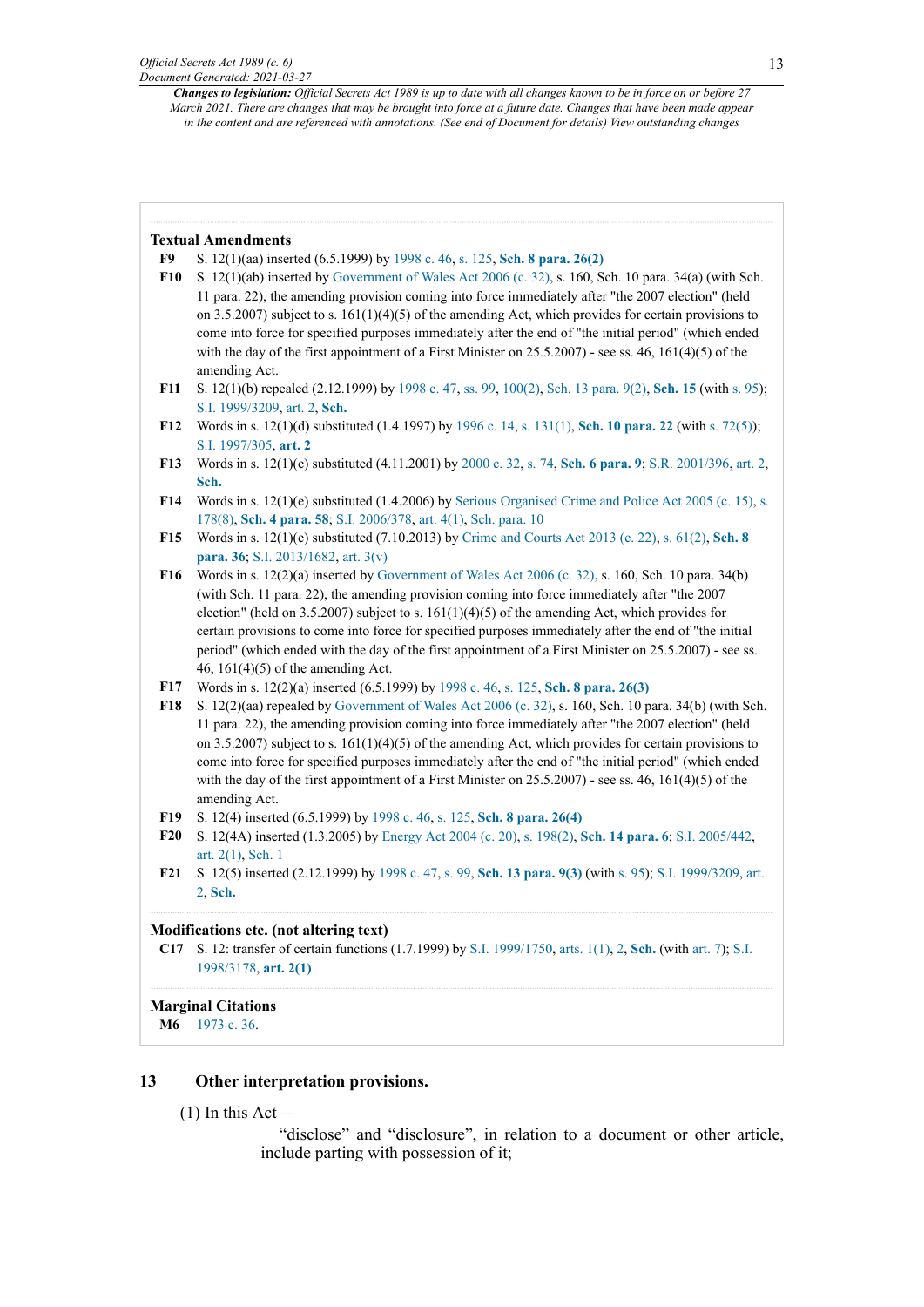**Textual Amendments**

**F9** S. 12(1)(aa) inserted (6.5.1999) by 1998 c. 46, s. 125, **Sch. 8 para. 26(2)**

**F10** S. 12(1)(ab) inserted by Government of Wales Act 2006 (c. 32), s. 160, Sch. 10 para. 34(a) (with Sch. 11 para. 22), the amending provision coming into force immediately after "the 2007 election" (held on 3.5.2007) subject to s. 161(1)(4)(5) of the amending Act, which provides for certain provisions to come into force for specified purposes immediately after the end of "the initial period" (which ended with the day of the first appointment of a First Minister on 25.5.2007) - see ss. 46, 161(4)(5) of the amending Act.

**F11** S. 12(1)(b) repealed (2.12.1999) by 1998 c. 47, ss. 99, 100(2), Sch. 13 para. 9(2), **Sch. 15** (with s. 95); S.I. 1999/3209, art. 2, **Sch.**

**F12** Words in s. 12(1)(d) substituted (1.4.1997) by 1996 c. 14, s. 131(1), **Sch. 10 para. 22** (with s. 72(5)); S.I. 1997/305, **art. 2**

**F13** Words in s. 12(1)(e) substituted (4.11.2001) by 2000 c. 32, s. 74, **Sch. 6 para. 9**; S.R. 2001/396, art. 2, **Sch.**

**F14** Words in s. 12(1)(e) substituted (1.4.2006) by Serious Organised Crime and Police Act 2005 (c. 15), s. 178(8), **Sch. 4 para. 58**; S.I. 2006/378, art. 4(1), Sch. para. 10

**F15** Words in s. 12(1)(e) substituted (7.10.2013) by Crime and Courts Act 2013 (c. 22), s. 61(2), **Sch. 8 para. 36**; S.I. 2013/1682, art. 3(v)

**F16** Words in s. 12(2)(a) inserted by Government of Wales Act 2006 (c. 32), s. 160, Sch. 10 para. 34(b) (with Sch. 11 para. 22), the amending provision coming into force immediately after "the 2007 election" (held on 3.5.2007) subject to s. 161(1)(4)(5) of the amending Act, which provides for certain provisions to come into force for specified purposes immediately after the end of "the initial period" (which ended with the day of the first appointment of a First Minister on 25.5.2007) - see ss. 46, 161(4)(5) of the amending Act.

**F17** Words in s. 12(2)(a) inserted (6.5.1999) by 1998 c. 46, s. 125, **Sch. 8 para. 26(3)**

**F18** S. 12(2)(aa) repealed by Government of Wales Act 2006 (c. 32), s. 160, Sch. 10 para. 34(b) (with Sch. 11 para. 22), the amending provision coming into force immediately after "the 2007 election" (held on 3.5.2007) subject to s. 161(1)(4)(5) of the amending Act, which provides for certain provisions to come into force for specified purposes immediately after the end of "the initial period" (which ended with the day of the first appointment of a First Minister on 25.5.2007) - see ss. 46, 161(4)(5) of the amending Act.

**F19** S. 12(4) inserted (6.5.1999) by 1998 c. 46, s. 125, **Sch. 8 para. 26(4)**

**F20** S. 12(4A) inserted (1.3.2005) by Energy Act 2004 (c. 20), s. 198(2), **Sch. 14 para. 6**; S.I. 2005/442, art. 2(1), Sch. 1

**F21** S. 12(5) inserted (2.12.1999) by 1998 c. 47, s. 99, **Sch. 13 para. 9(3)** (with s. 95); S.I. 1999/3209, art. 2, **Sch.**

**Modifications etc. (not altering text)**

**C17** S. 12: transfer of certain functions (1.7.1999) by S.I. 1999/1750, arts. 1(1), 2, **Sch.** (with art. 7); S.I. 1998/3178, **art. 2(1)**

**Marginal Citations**

**M6** 1973 c. 36.

## 13 Other interpretation provisions.

(1) In this Act—

"disclose" and "disclosure", in relation to a document or other article, include parting with possession of it;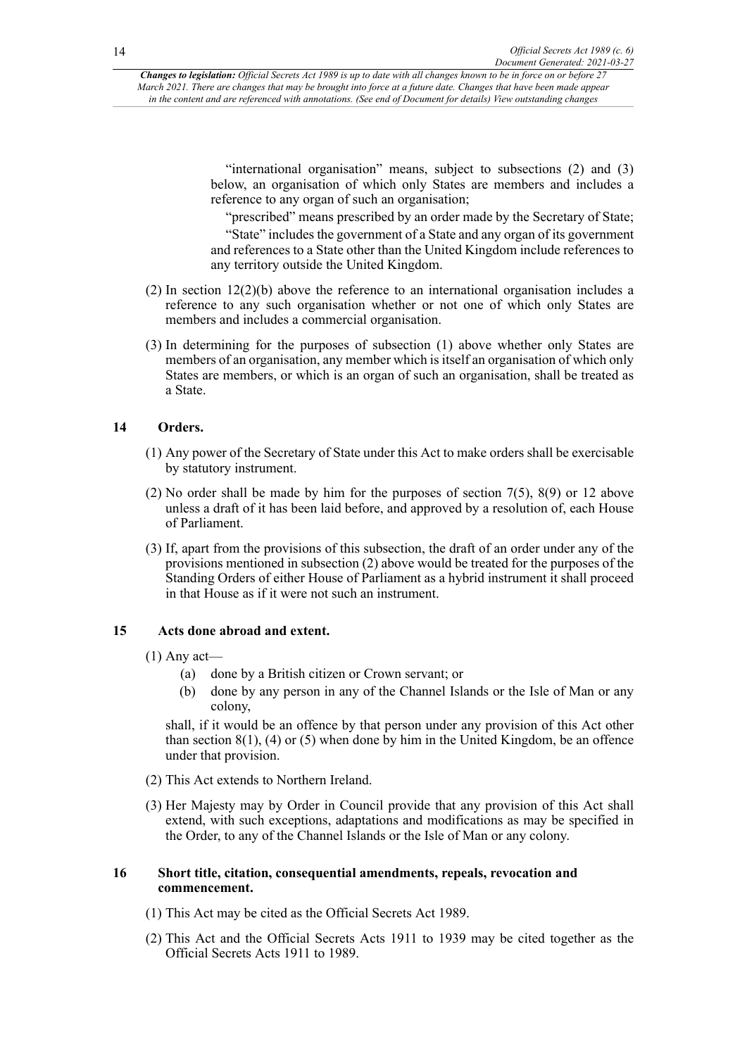"international organisation" means, subject to subsections (2) and (3) below, an organisation of which only States are members and includes a reference to any organ of such an organisation;

"prescribed" means prescribed by an order made by the Secretary of State;

"State" includes the government of a State and any organ of its government and references to a State other than the United Kingdom include references to any territory outside the United Kingdom.

(2) In section 12(2)(b) above the reference to an international organisation includes a reference to any such organisation whether or not one of which only States are members and includes a commercial organisation.

(3) In determining for the purposes of subsection (1) above whether only States are members of an organisation, any member which is itself an organisation of which only States are members, or which is an organ of such an organisation, shall be treated as a State.

## 14 Orders.

(1) Any power of the Secretary of State under this Act to make orders shall be exercisable by statutory instrument.

(2) No order shall be made by him for the purposes of section 7(5), 8(9) or 12 above unless a draft of it has been laid before, and approved by a resolution of, each House of Parliament.

(3) If, apart from the provisions of this subsection, the draft of an order under any of the provisions mentioned in subsection (2) above would be treated for the purposes of the Standing Orders of either House of Parliament as a hybrid instrument it shall proceed in that House as if it were not such an instrument.

## 15 Acts done abroad and extent.

(1) Any act—

- (a) done by a British citizen or Crown servant; or
- (b) done by any person in any of the Channel Islands or the Isle of Man or any colony,

shall, if it would be an offence by that person under any provision of this Act other than section 8(1), (4) or (5) when done by him in the United Kingdom, be an offence under that provision.

(2) This Act extends to Northern Ireland.

(3) Her Majesty may by Order in Council provide that any provision of this Act shall extend, with such exceptions, adaptations and modifications as may be specified in the Order, to any of the Channel Islands or the Isle of Man or any colony.

## 16 Short title, citation, consequential amendments, repeals, revocation and commencement.

(1) This Act may be cited as the Official Secrets Act 1989.

(2) This Act and the Official Secrets Acts 1911 to 1939 may be cited together as the Official Secrets Acts 1911 to 1989.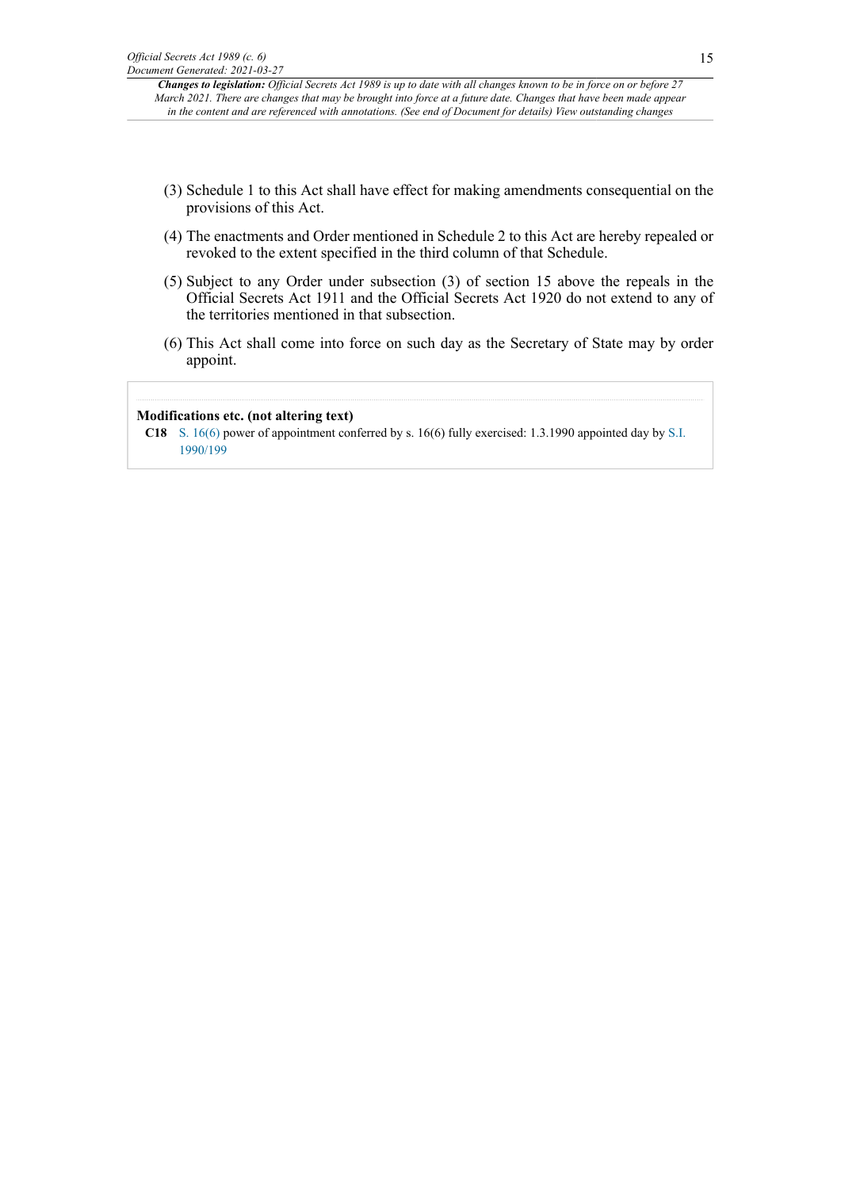(3) Schedule 1 to this Act shall have effect for making amendments consequential on the provisions of this Act.

(4) The enactments and Order mentioned in Schedule 2 to this Act are hereby repealed or revoked to the extent specified in the third column of that Schedule.

(5) Subject to any Order under subsection (3) of section 15 above the repeals in the Official Secrets Act 1911 and the Official Secrets Act 1920 do not extend to any of the territories mentioned in that subsection.

(6) This Act shall come into force on such day as the Secretary of State may by order appoint.

**Modifications etc. (not altering text)**

**C18** S. 16(6) power of appointment conferred by s. 16(6) fully exercised: 1.3.1990 appointed day by S.I. 1990/199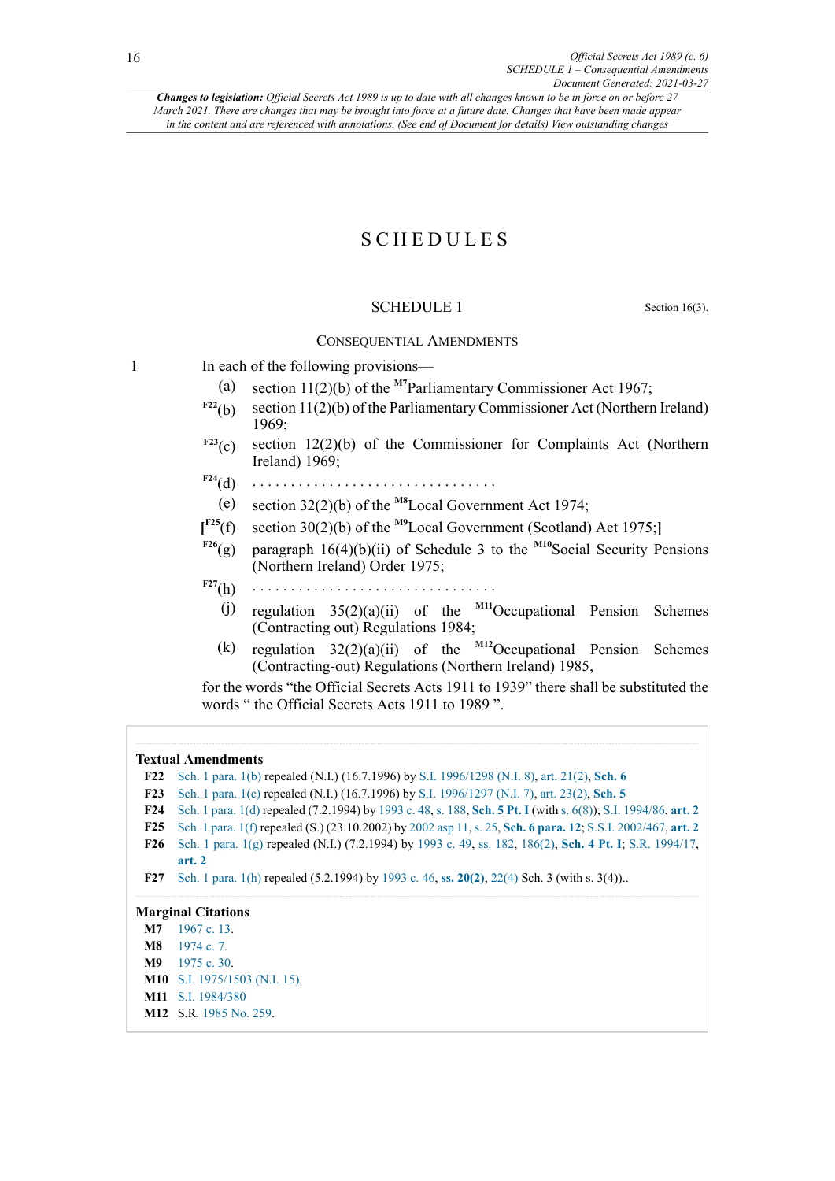*Changes to legislation: Official Secrets Act 1989 is up to date with all changes known to be in force on or before 27 March 2021. There are changes that may be brought into force at a future date. Changes that have been made appear in the content and are referenced with annotations. (See end of Document for details) View outstanding changes*

# SCHEDULES

## SCHEDULE 1

Section 16(3).

### Consequential Amendments

1 In each of the following provisions—

- (a) section 11(2)(b) of the [M7]Parliamentary Commissioner Act 1967;
- [F22](b) section 11(2)(b) of the Parliamentary Commissioner Act (Northern Ireland) 1969;
- [F23](c) section 12(2)(b) of the Commissioner for Complaints Act (Northern Ireland) 1969;
- [F24](d) . . . . . . . . . . . . . . . . . . . . . . . . . . . . . . . .
- (e) section 32(2)(b) of the [M8]Local Government Act 1974;
- [[F25](f) section 30(2)(b) of the [M9]Local Government (Scotland) Act 1975;]
- [F26](g) paragraph 16(4)(b)(ii) of Schedule 3 to the [M10]Social Security Pensions (Northern Ireland) Order 1975;
- [F27](h) . . . . . . . . . . . . . . . . . . . . . . . . . . . . . . . .
- (j) regulation 35(2)(a)(ii) of the [M11]Occupational Pension Schemes (Contracting out) Regulations 1984;
- (k) regulation 32(2)(a)(ii) of the [M12]Occupational Pension Schemes (Contracting-out) Regulations (Northern Ireland) 1985,

for the words "the Official Secrets Acts 1911 to 1939" there shall be substituted the words " the Official Secrets Acts 1911 to 1989 ".

**Textual Amendments**

**F22** Sch. 1 para. 1(b) repealed (N.I.) (16.7.1996) by S.I. 1996/1298 (N.I. 8), art. 21(2), **Sch. 6**

**F23** Sch. 1 para. 1(c) repealed (N.I.) (16.7.1996) by S.I. 1996/1297 (N.I. 7), art. 23(2), **Sch. 5**

**F24** Sch. 1 para. 1(d) repealed (7.2.1994) by 1993 c. 48, s. 188, **Sch. 5 Pt. I** (with s. 6(8)); S.I. 1994/86, **art. 2**

**F25** Sch. 1 para. 1(f) repealed (S.) (23.10.2002) by 2002 asp 11, s. 25, **Sch. 6 para. 12**; S.S.I. 2002/467, **art. 2**

**F26** Sch. 1 para. 1(g) repealed (N.I.) (7.2.1994) by 1993 c. 49, ss. 182, 186(2), **Sch. 4 Pt. I**; S.R. 1994/17, **art. 2**

**F27** Sch. 1 para. 1(h) repealed (5.2.1994) by 1993 c. 46, **ss. 20(2)**, 22(4) Sch. 3 (with s. 3(4))..

**Marginal Citations**

**M7** 1967 c. 13.

**M8** 1974 c. 7.

**M9** 1975 c. 30.

**M10** S.I. 1975/1503 (N.I. 15).

**M11** S.I. 1984/380

**M12** S.R. 1985 No. 259.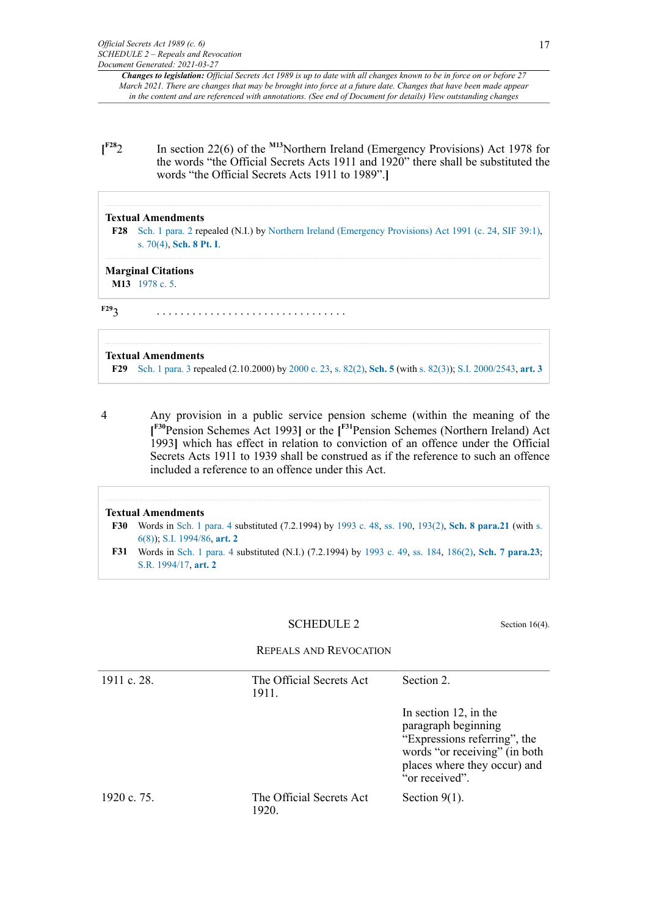[F28 2 In section 22(6) of the M13 Northern Ireland (Emergency Provisions) Act 1978 for the words "the Official Secrets Acts 1911 and 1920" there shall be substituted the words "the Official Secrets Acts 1911 to 1989".]

**Textual Amendments**

**F28** Sch. 1 para. 2 repealed (N.I.) by Northern Ireland (Emergency Provisions) Act 1991 (c. 24, SIF 39:1), s. 70(4), **Sch. 8 Pt. I**.

**Marginal Citations**

**M13** 1978 c. 5.

F29 3 . . . . . . . . . . . . . . . . . . . . . . . . . . . . . . .

**Textual Amendments**

**F29** Sch. 1 para. 3 repealed (2.10.2000) by 2000 c. 23, s. 82(2), **Sch. 5** (with s. 82(3)); S.I. 2000/2543, **art. 3**

4 Any provision in a public service pension scheme (within the meaning of the [F30 Pension Schemes Act 1993] or the [F31 Pension Schemes (Northern Ireland) Act 1993] which has effect in relation to conviction of an offence under the Official Secrets Acts 1911 to 1939 shall be construed as if the reference to such an offence included a reference to an offence under this Act.

**Textual Amendments**

**F30** Words in Sch. 1 para. 4 substituted (7.2.1994) by 1993 c. 48, ss. 190, 193(2), **Sch. 8 para.21** (with s. 6(8)); S.I. 1994/86, **art. 2**

**F31** Words in Sch. 1 para. 4 substituted (N.I.) (7.2.1994) by 1993 c. 49, ss. 184, 186(2), **Sch. 7 para.23**; S.R. 1994/17, **art. 2**

## SCHEDULE 2

Section 16(4).

### REPEALS AND REVOCATION

| | | |
|---|---|---|
| 1911 c. 28. | The Official Secrets Act 1911. | Section 2. |
| | | In section 12, in the paragraph beginning "Expressions referring", the words "or receiving" (in both places where they occur) and "or received". |
| 1920 c. 75. | The Official Secrets Act 1920. | Section 9(1). |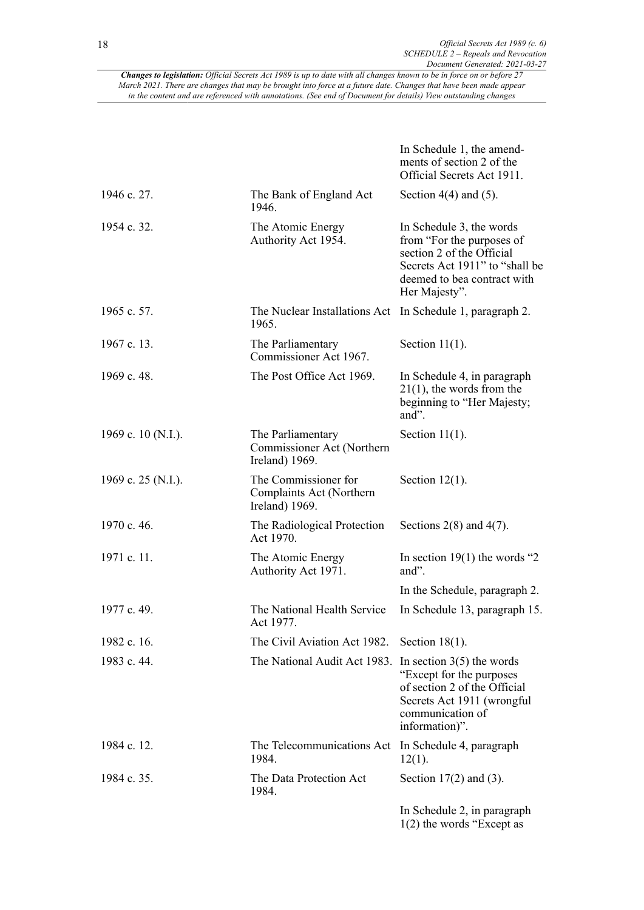| | | |
|---|---|---|
| | | In Schedule 1, the amendments of section 2 of the Official Secrets Act 1911. |
| 1946 c. 27. | The Bank of England Act 1946. | Section 4(4) and (5). |
| 1954 c. 32. | The Atomic Energy Authority Act 1954. | In Schedule 3, the words from "For the purposes of section 2 of the Official Secrets Act 1911" to "shall be deemed to bea contract with Her Majesty". |
| 1965 c. 57. | The Nuclear Installations Act 1965. | In Schedule 1, paragraph 2. |
| 1967 c. 13. | The Parliamentary Commissioner Act 1967. | Section 11(1). |
| 1969 c. 48. | The Post Office Act 1969. | In Schedule 4, in paragraph 21(1), the words from the beginning to "Her Majesty; and". |
| 1969 c. 10 (N.I.). | The Parliamentary Commissioner Act (Northern Ireland) 1969. | Section 11(1). |
| 1969 c. 25 (N.I.). | The Commissioner for Complaints Act (Northern Ireland) 1969. | Section 12(1). |
| 1970 c. 46. | The Radiological Protection Act 1970. | Sections 2(8) and 4(7). |
| 1971 c. 11. | The Atomic Energy Authority Act 1971. | In section 19(1) the words "2 and". |
| | | In the Schedule, paragraph 2. |
| 1977 c. 49. | The National Health Service Act 1977. | In Schedule 13, paragraph 15. |
| 1982 c. 16. | The Civil Aviation Act 1982. | Section 18(1). |
| 1983 c. 44. | The National Audit Act 1983. | In section 3(5) the words "Except for the purposes of section 2 of the Official Secrets Act 1911 (wrongful communication of information)". |
| 1984 c. 12. | The Telecommunications Act 1984. | In Schedule 4, paragraph 12(1). |
| 1984 c. 35. | The Data Protection Act 1984. | Section 17(2) and (3). |
| | | In Schedule 2, in paragraph 1(2) the words "Except as |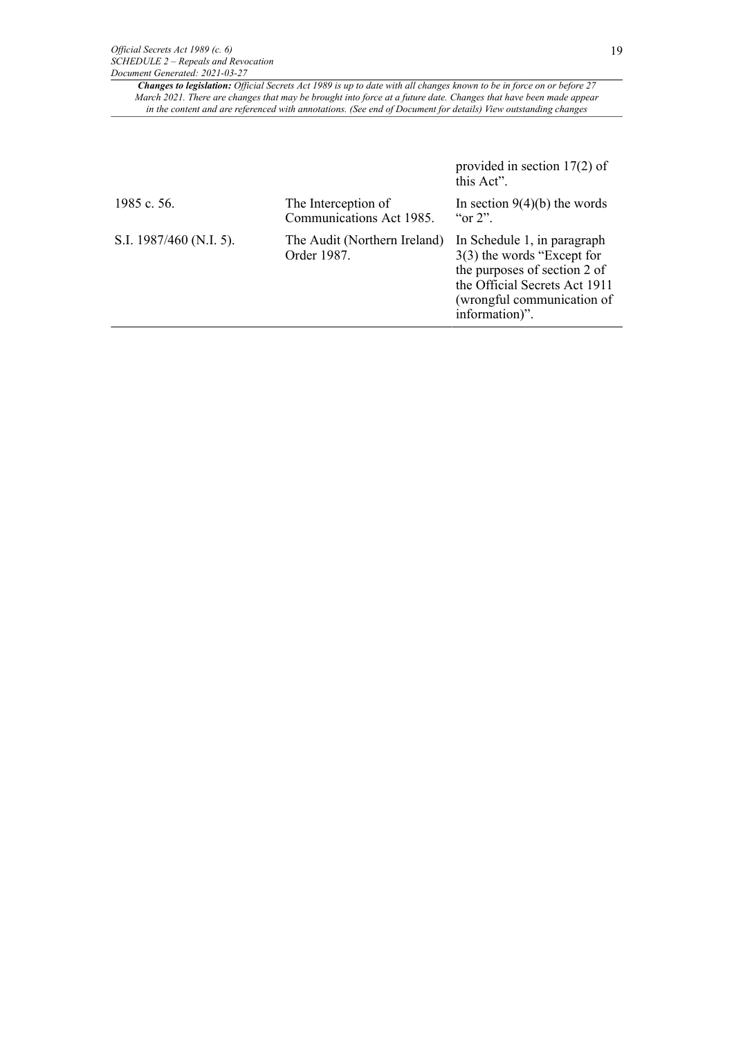| | | |
|---|---|---|
| | | provided in section 17(2) of this Act". |
| 1985 c. 56. | The Interception of Communications Act 1985. | In section 9(4)(b) the words "or 2". |
| S.I. 1987/460 (N.I. 5). | The Audit (Northern Ireland) Order 1987. | In Schedule 1, in paragraph 3(3) the words "Except for the purposes of section 2 of the Official Secrets Act 1911 (wrongful communication of information)". |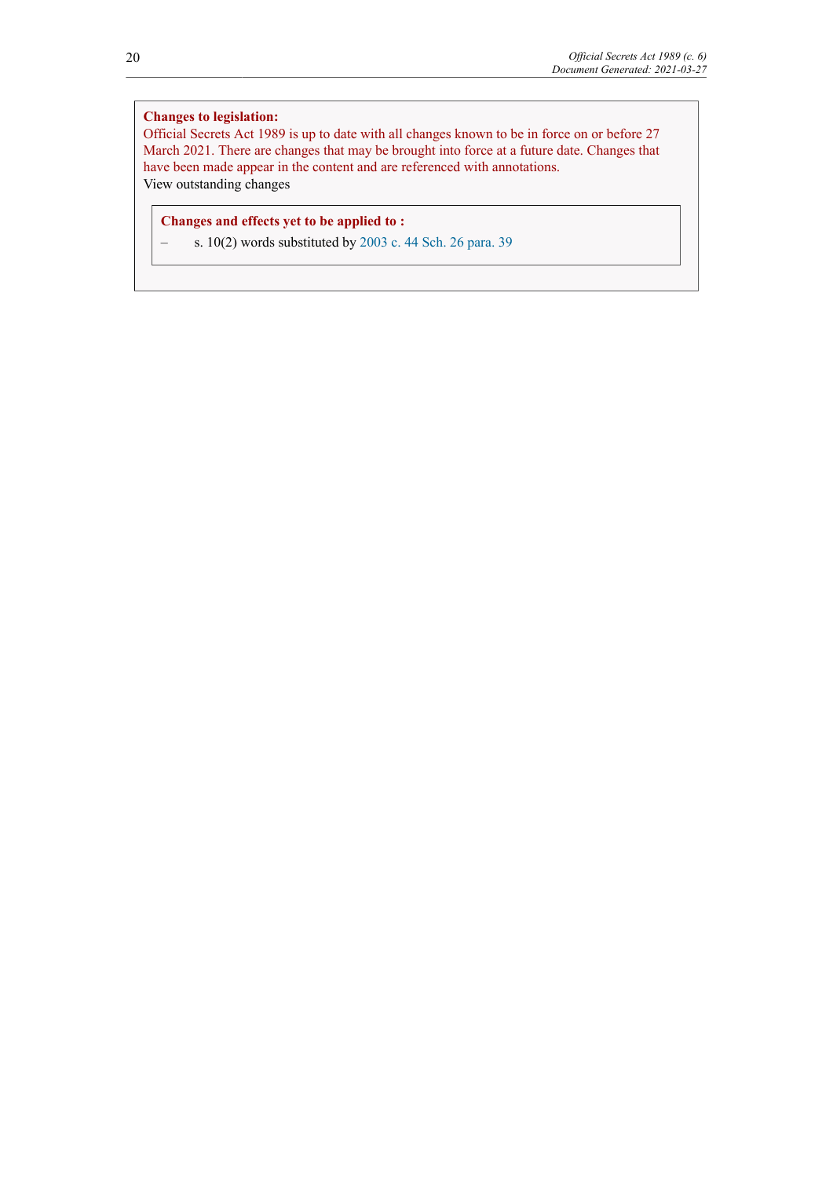**Changes to legislation:**

Official Secrets Act 1989 is up to date with all changes known to be in force on or before 27 March 2021. There are changes that may be brought into force at a future date. Changes that have been made appear in the content and are referenced with annotations.

View outstanding changes

**Changes and effects yet to be applied to :**

– s. 10(2) words substituted by 2003 c. 44 Sch. 26 para. 39